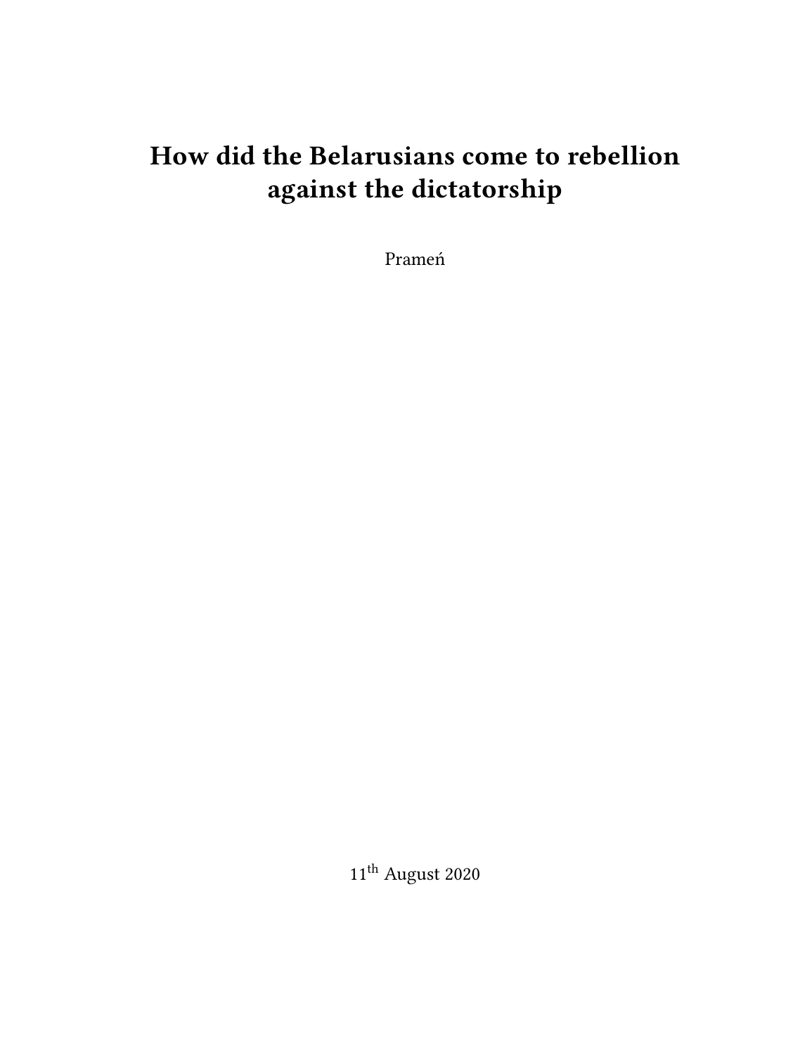# How did the Belarusians come to rebellion against the dictatorship

Prameń

11th August 2020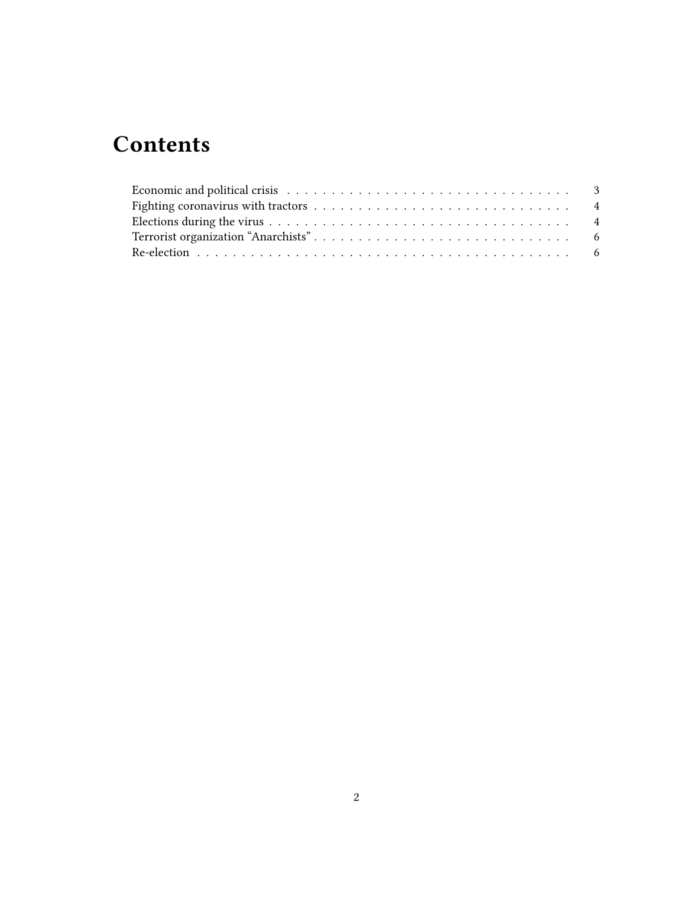# Contents

- Economic and political crisis . . . . . . . . . . . . . . . . . . . . . . . . . . . . . . . . 3
- Fighting coronavirus with tractors . . . . . . . . . . . . . . . . . . . . . . . . . . . . . 4
- Elections during the virus . . . . . . . . . . . . . . . . . . . . . . . . . . . . . . . . . . 4
- Terrorist organization "Anarchists" . . . . . . . . . . . . . . . . . . . . . . . . . . . . . 6
- Re-election . . . . . . . . . . . . . . . . . . . . . . . . . . . . . . . . . . . . . . . . . . 6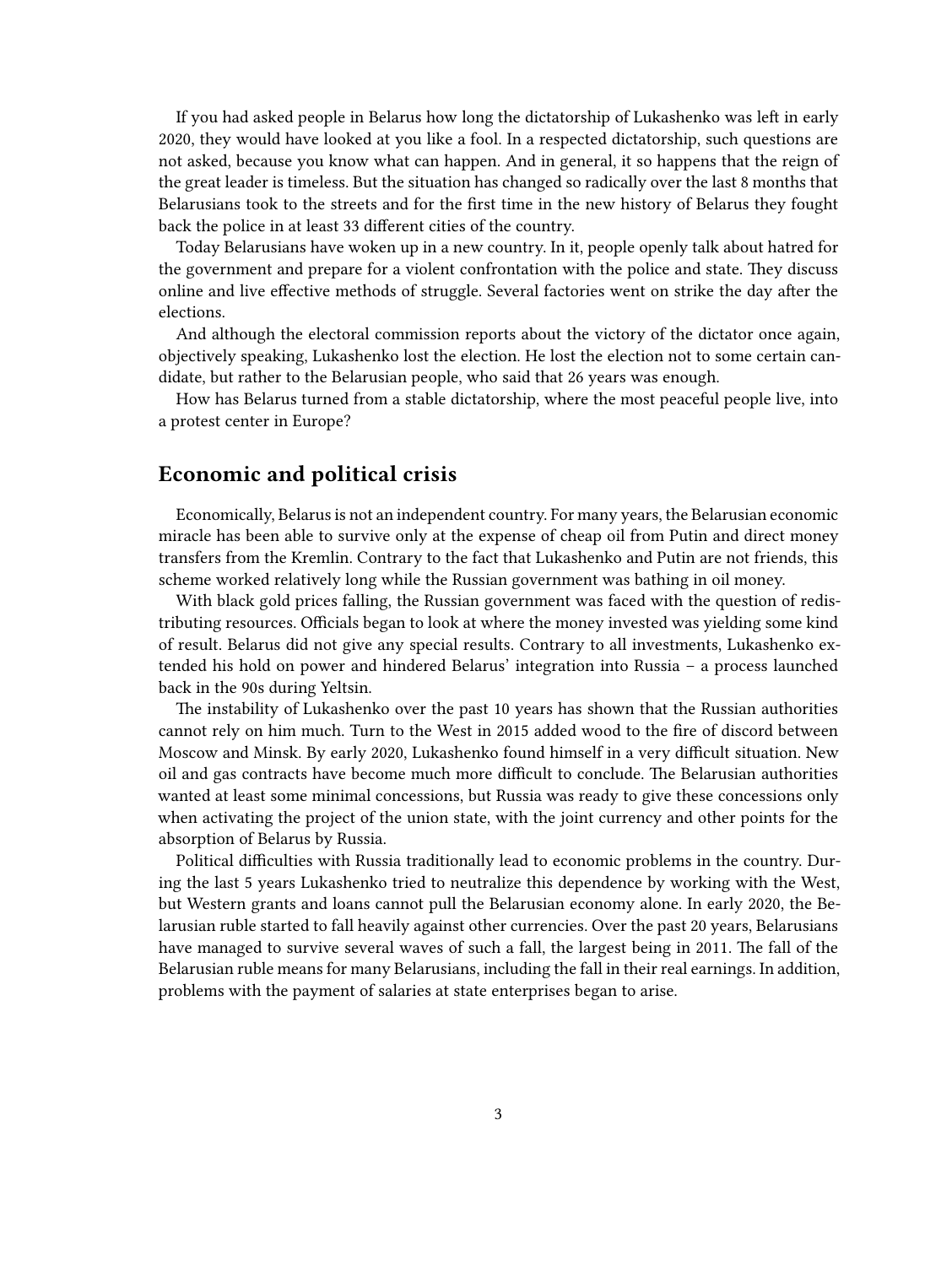If you had asked people in Belarus how long the dictatorship of Lukashenko was left in early 2020, they would have looked at you like a fool. In a respected dictatorship, such questions are not asked, because you know what can happen. And in general, it so happens that the reign of the great leader is timeless. But the situation has changed so radically over the last 8 months that Belarusians took to the streets and for the first time in the new history of Belarus they fought back the police in at least 33 different cities of the country.

Today Belarusians have woken up in a new country. In it, people openly talk about hatred for the government and prepare for a violent confrontation with the police and state. They discuss online and live effective methods of struggle. Several factories went on strike the day after the elections.

And although the electoral commission reports about the victory of the dictator once again, objectively speaking, Lukashenko lost the election. He lost the election not to some certain candidate, but rather to the Belarusian people, who said that 26 years was enough.

How has Belarus turned from a stable dictatorship, where the most peaceful people live, into a protest center in Europe?

## Economic and political crisis

Economically, Belarus is not an independent country. For many years, the Belarusian economic miracle has been able to survive only at the expense of cheap oil from Putin and direct money transfers from the Kremlin. Contrary to the fact that Lukashenko and Putin are not friends, this scheme worked relatively long while the Russian government was bathing in oil money.

With black gold prices falling, the Russian government was faced with the question of redistributing resources. Officials began to look at where the money invested was yielding some kind of result. Belarus did not give any special results. Contrary to all investments, Lukashenko extended his hold on power and hindered Belarus' integration into Russia – a process launched back in the 90s during Yeltsin.

The instability of Lukashenko over the past 10 years has shown that the Russian authorities cannot rely on him much. Turn to the West in 2015 added wood to the fire of discord between Moscow and Minsk. By early 2020, Lukashenko found himself in a very difficult situation. New oil and gas contracts have become much more difficult to conclude. The Belarusian authorities wanted at least some minimal concessions, but Russia was ready to give these concessions only when activating the project of the union state, with the joint currency and other points for the absorption of Belarus by Russia.

Political difficulties with Russia traditionally lead to economic problems in the country. During the last 5 years Lukashenko tried to neutralize this dependence by working with the West, but Western grants and loans cannot pull the Belarusian economy alone. In early 2020, the Belarusian ruble started to fall heavily against other currencies. Over the past 20 years, Belarusians have managed to survive several waves of such a fall, the largest being in 2011. The fall of the Belarusian ruble means for many Belarusians, including the fall in their real earnings. In addition, problems with the payment of salaries at state enterprises began to arise.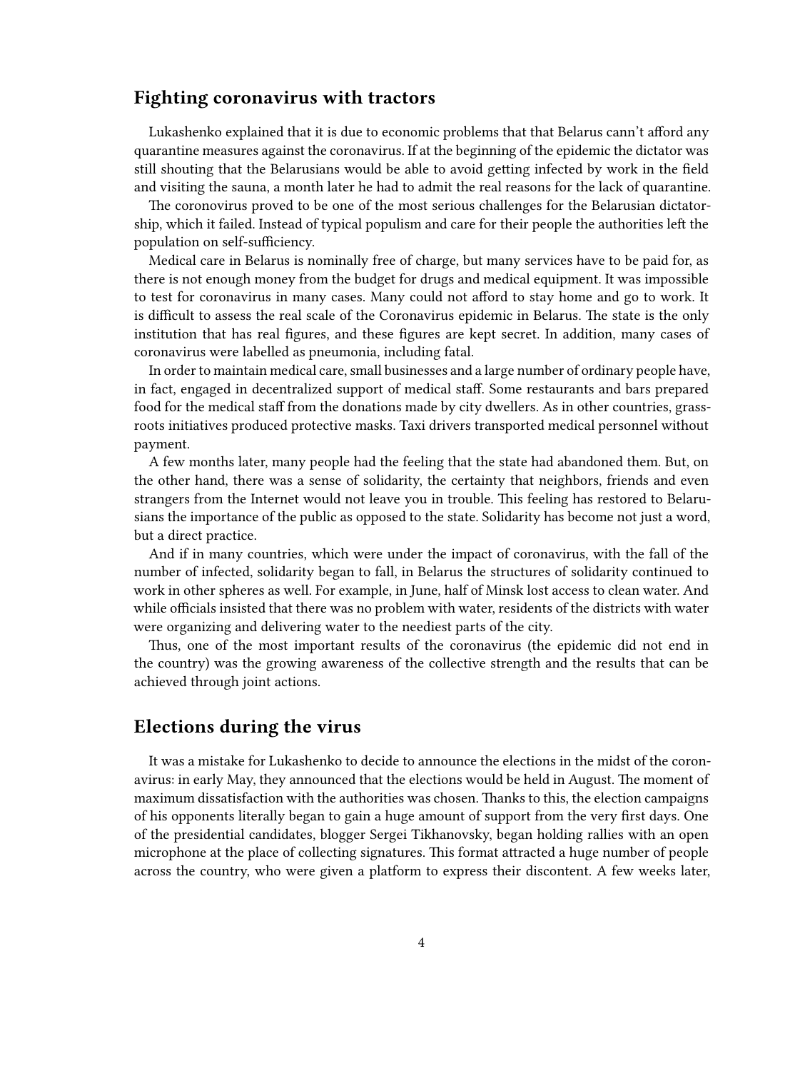## Fighting coronavirus with tractors

Lukashenko explained that it is due to economic problems that that Belarus cann't afford any quarantine measures against the coronavirus. If at the beginning of the epidemic the dictator was still shouting that the Belarusians would be able to avoid getting infected by work in the field and visiting the sauna, a month later he had to admit the real reasons for the lack of quarantine.

The coronovirus proved to be one of the most serious challenges for the Belarusian dictatorship, which it failed. Instead of typical populism and care for their people the authorities left the population on self-sufficiency.

Medical care in Belarus is nominally free of charge, but many services have to be paid for, as there is not enough money from the budget for drugs and medical equipment. It was impossible to test for coronavirus in many cases. Many could not afford to stay home and go to work. It is difficult to assess the real scale of the Coronavirus epidemic in Belarus. The state is the only institution that has real figures, and these figures are kept secret. In addition, many cases of coronavirus were labelled as pneumonia, including fatal.

In order to maintain medical care, small businesses and a large number of ordinary people have, in fact, engaged in decentralized support of medical staff. Some restaurants and bars prepared food for the medical staff from the donations made by city dwellers. As in other countries, grassroots initiatives produced protective masks. Taxi drivers transported medical personnel without payment.

A few months later, many people had the feeling that the state had abandoned them. But, on the other hand, there was a sense of solidarity, the certainty that neighbors, friends and even strangers from the Internet would not leave you in trouble. This feeling has restored to Belarusians the importance of the public as opposed to the state. Solidarity has become not just a word, but a direct practice.

And if in many countries, which were under the impact of coronavirus, with the fall of the number of infected, solidarity began to fall, in Belarus the structures of solidarity continued to work in other spheres as well. For example, in June, half of Minsk lost access to clean water. And while officials insisted that there was no problem with water, residents of the districts with water were organizing and delivering water to the neediest parts of the city.

Thus, one of the most important results of the coronavirus (the epidemic did not end in the country) was the growing awareness of the collective strength and the results that can be achieved through joint actions.

## Elections during the virus

It was a mistake for Lukashenko to decide to announce the elections in the midst of the coronavirus: in early May, they announced that the elections would be held in August. The moment of maximum dissatisfaction with the authorities was chosen. Thanks to this, the election campaigns of his opponents literally began to gain a huge amount of support from the very first days. One of the presidential candidates, blogger Sergei Tikhanovsky, began holding rallies with an open microphone at the place of collecting signatures. This format attracted a huge number of people across the country, who were given a platform to express their discontent. A few weeks later,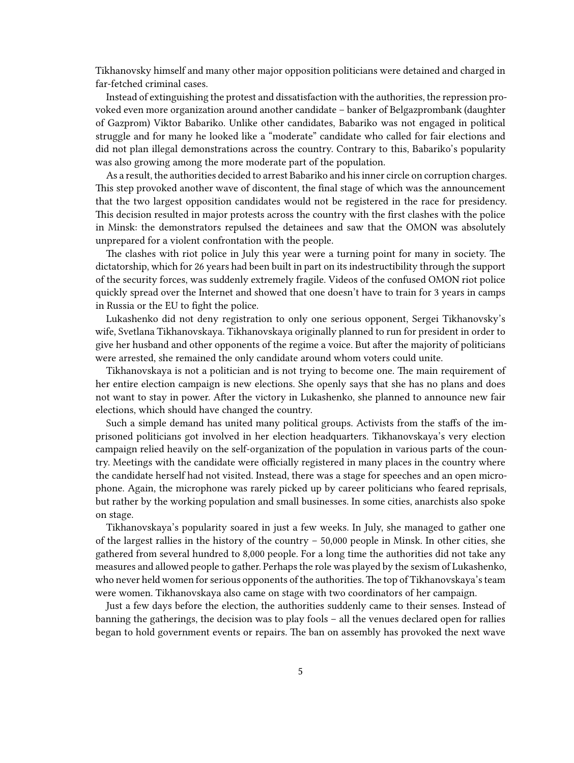Tikhanovsky himself and many other major opposition politicians were detained and charged in far-fetched criminal cases.

Instead of extinguishing the protest and dissatisfaction with the authorities, the repression provoked even more organization around another candidate – banker of Belgazprombank (daughter of Gazprom) Viktor Babariko. Unlike other candidates, Babariko was not engaged in political struggle and for many he looked like a "moderate" candidate who called for fair elections and did not plan illegal demonstrations across the country. Contrary to this, Babariko's popularity was also growing among the more moderate part of the population.

As a result, the authorities decided to arrest Babariko and his inner circle on corruption charges. This step provoked another wave of discontent, the final stage of which was the announcement that the two largest opposition candidates would not be registered in the race for presidency. This decision resulted in major protests across the country with the first clashes with the police in Minsk: the demonstrators repulsed the detainees and saw that the OMON was absolutely unprepared for a violent confrontation with the people.

The clashes with riot police in July this year were a turning point for many in society. The dictatorship, which for 26 years had been built in part on its indestructibility through the support of the security forces, was suddenly extremely fragile. Videos of the confused OMON riot police quickly spread over the Internet and showed that one doesn't have to train for 3 years in camps in Russia or the EU to fight the police.

Lukashenko did not deny registration to only one serious opponent, Sergei Tikhanovsky's wife, Svetlana Tikhanovskaya. Tikhanovskaya originally planned to run for president in order to give her husband and other opponents of the regime a voice. But after the majority of politicians were arrested, she remained the only candidate around whom voters could unite.

Tikhanovskaya is not a politician and is not trying to become one. The main requirement of her entire election campaign is new elections. She openly says that she has no plans and does not want to stay in power. After the victory in Lukashenko, she planned to announce new fair elections, which should have changed the country.

Such a simple demand has united many political groups. Activists from the staffs of the imprisoned politicians got involved in her election headquarters. Tikhanovskaya's very election campaign relied heavily on the self-organization of the population in various parts of the country. Meetings with the candidate were officially registered in many places in the country where the candidate herself had not visited. Instead, there was a stage for speeches and an open microphone. Again, the microphone was rarely picked up by career politicians who feared reprisals, but rather by the working population and small businesses. In some cities, anarchists also spoke on stage.

Tikhanovskaya's popularity soared in just a few weeks. In July, she managed to gather one of the largest rallies in the history of the country – 50,000 people in Minsk. In other cities, she gathered from several hundred to 8,000 people. For a long time the authorities did not take any measures and allowed people to gather. Perhaps the role was played by the sexism of Lukashenko, who never held women for serious opponents of the authorities. The top of Tikhanovskaya's team were women. Tikhanovskaya also came on stage with two coordinators of her campaign.

Just a few days before the election, the authorities suddenly came to their senses. Instead of banning the gatherings, the decision was to play fools – all the venues declared open for rallies began to hold government events or repairs. The ban on assembly has provoked the next wave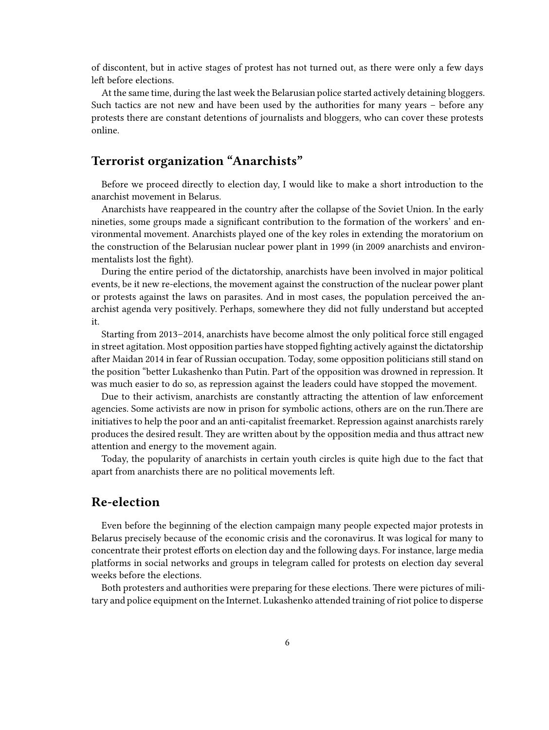of discontent, but in active stages of protest has not turned out, as there were only a few days left before elections.

At the same time, during the last week the Belarusian police started actively detaining bloggers. Such tactics are not new and have been used by the authorities for many years – before any protests there are constant detentions of journalists and bloggers, who can cover these protests online.

## Terrorist organization “Anarchists”

Before we proceed directly to election day, I would like to make a short introduction to the anarchist movement in Belarus.

Anarchists have reappeared in the country after the collapse of the Soviet Union. In the early nineties, some groups made a significant contribution to the formation of the workers’ and environmental movement. Anarchists played one of the key roles in extending the moratorium on the construction of the Belarusian nuclear power plant in 1999 (in 2009 anarchists and environmentalists lost the fight).

During the entire period of the dictatorship, anarchists have been involved in major political events, be it new re-elections, the movement against the construction of the nuclear power plant or protests against the laws on parasites. And in most cases, the population perceived the anarchist agenda very positively. Perhaps, somewhere they did not fully understand but accepted it.

Starting from 2013–2014, anarchists have become almost the only political force still engaged in street agitation. Most opposition parties have stopped fighting actively against the dictatorship after Maidan 2014 in fear of Russian occupation. Today, some opposition politicians still stand on the position “better Lukashenko than Putin. Part of the opposition was drowned in repression. It was much easier to do so, as repression against the leaders could have stopped the movement.

Due to their activism, anarchists are constantly attracting the attention of law enforcement agencies. Some activists are now in prison for symbolic actions, others are on the run.There are initiatives to help the poor and an anti-capitalist freemarket. Repression against anarchists rarely produces the desired result. They are written about by the opposition media and thus attract new attention and energy to the movement again.

Today, the popularity of anarchists in certain youth circles is quite high due to the fact that apart from anarchists there are no political movements left.

## Re-election

Even before the beginning of the election campaign many people expected major protests in Belarus precisely because of the economic crisis and the coronavirus. It was logical for many to concentrate their protest efforts on election day and the following days. For instance, large media platforms in social networks and groups in telegram called for protests on election day several weeks before the elections.

Both protesters and authorities were preparing for these elections. There were pictures of military and police equipment on the Internet. Lukashenko attended training of riot police to disperse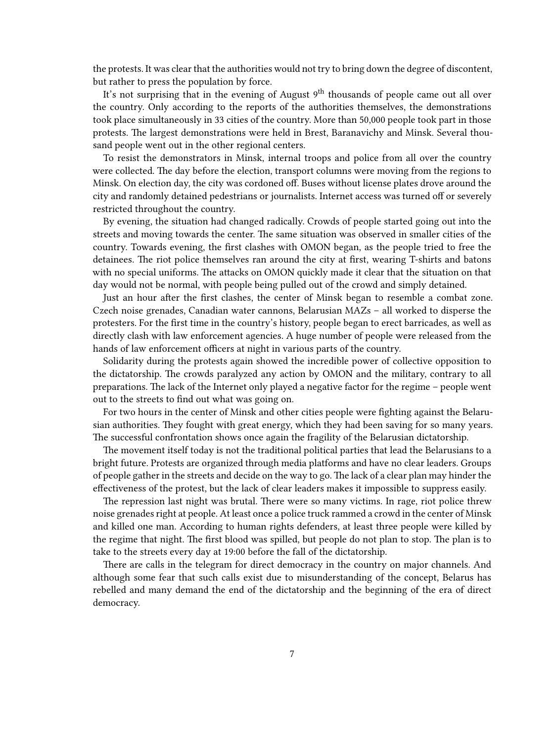the protests. It was clear that the authorities would not try to bring down the degree of discontent, but rather to press the population by force.

It's not surprising that in the evening of August 9th thousands of people came out all over the country. Only according to the reports of the authorities themselves, the demonstrations took place simultaneously in 33 cities of the country. More than 50,000 people took part in those protests. The largest demonstrations were held in Brest, Baranavichy and Minsk. Several thousand people went out in the other regional centers.

To resist the demonstrators in Minsk, internal troops and police from all over the country were collected. The day before the election, transport columns were moving from the regions to Minsk. On election day, the city was cordoned off. Buses without license plates drove around the city and randomly detained pedestrians or journalists. Internet access was turned off or severely restricted throughout the country.

By evening, the situation had changed radically. Crowds of people started going out into the streets and moving towards the center. The same situation was observed in smaller cities of the country. Towards evening, the first clashes with OMON began, as the people tried to free the detainees. The riot police themselves ran around the city at first, wearing T-shirts and batons with no special uniforms. The attacks on OMON quickly made it clear that the situation on that day would not be normal, with people being pulled out of the crowd and simply detained.

Just an hour after the first clashes, the center of Minsk began to resemble a combat zone. Czech noise grenades, Canadian water cannons, Belarusian MAZs – all worked to disperse the protesters. For the first time in the country's history, people began to erect barricades, as well as directly clash with law enforcement agencies. A huge number of people were released from the hands of law enforcement officers at night in various parts of the country.

Solidarity during the protests again showed the incredible power of collective opposition to the dictatorship. The crowds paralyzed any action by OMON and the military, contrary to all preparations. The lack of the Internet only played a negative factor for the regime – people went out to the streets to find out what was going on.

For two hours in the center of Minsk and other cities people were fighting against the Belarusian authorities. They fought with great energy, which they had been saving for so many years. The successful confrontation shows once again the fragility of the Belarusian dictatorship.

The movement itself today is not the traditional political parties that lead the Belarusians to a bright future. Protests are organized through media platforms and have no clear leaders. Groups of people gather in the streets and decide on the way to go. The lack of a clear plan may hinder the effectiveness of the protest, but the lack of clear leaders makes it impossible to suppress easily.

The repression last night was brutal. There were so many victims. In rage, riot police threw noise grenades right at people. At least once a police truck rammed a crowd in the center of Minsk and killed one man. According to human rights defenders, at least three people were killed by the regime that night. The first blood was spilled, but people do not plan to stop. The plan is to take to the streets every day at 19:00 before the fall of the dictatorship.

There are calls in the telegram for direct democracy in the country on major channels. And although some fear that such calls exist due to misunderstanding of the concept, Belarus has rebelled and many demand the end of the dictatorship and the beginning of the era of direct democracy.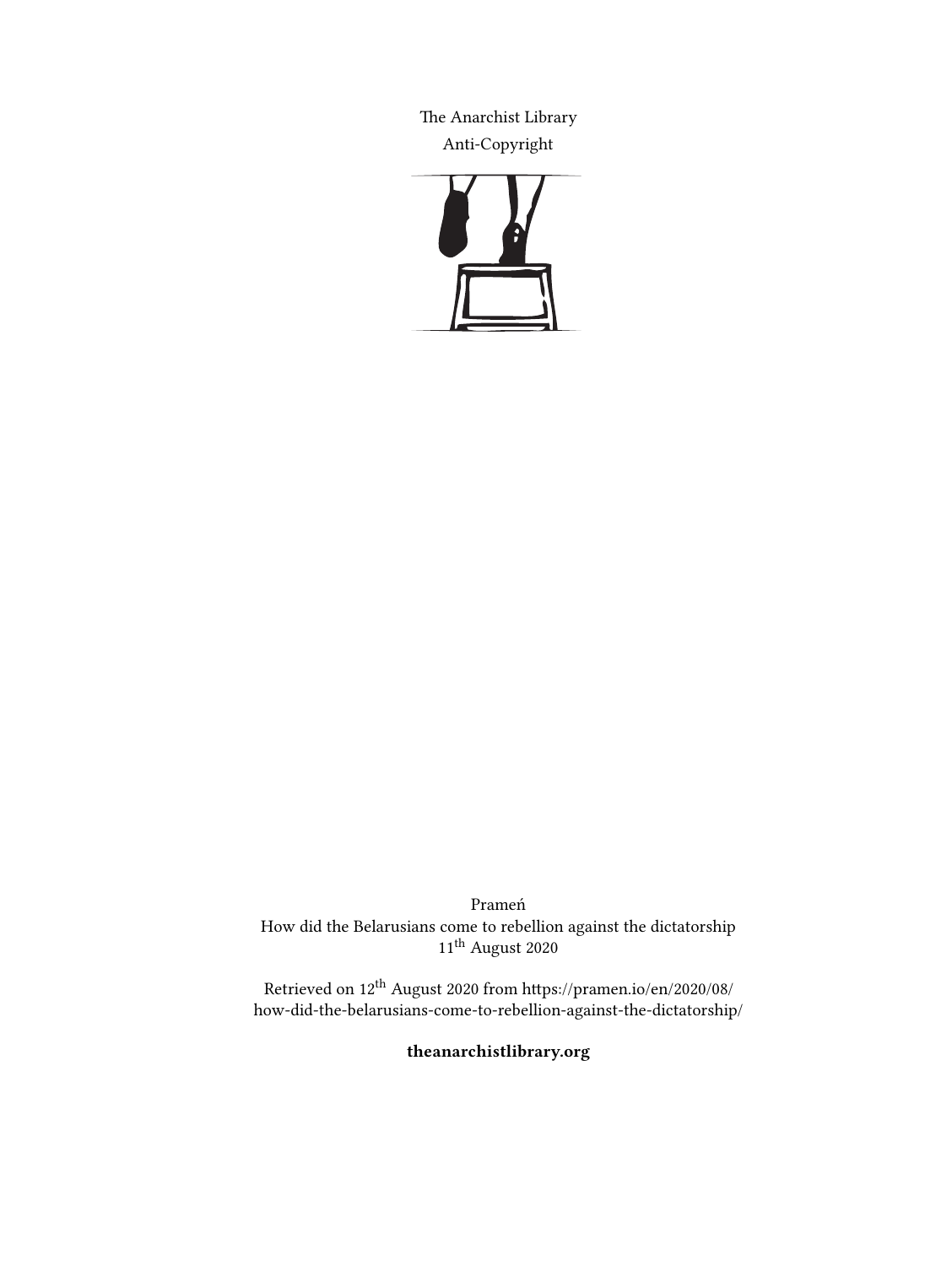The Anarchist Library
Anti-Copyright

Prameń
How did the Belarusians come to rebellion against the dictatorship
11th August 2020

Retrieved on 12th August 2020 from https://pramen.io/en/2020/08/how-did-the-belarusians-come-to-rebellion-against-the-dictatorship/

**theanarchistlibrary.org**